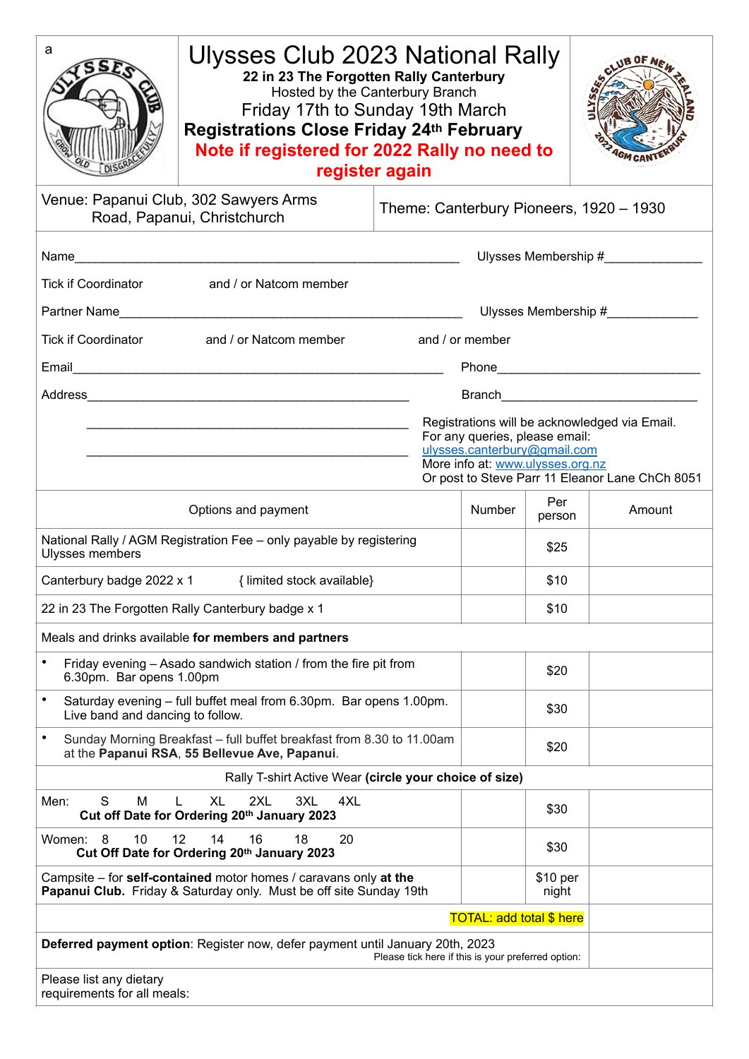a

# Ulysses Club 2023 National Rally

**22 in 23 The Forgotten Rally Canterbury**

Hosted by the Canterbury Branch

Friday 17th to Sunday 19th March

**Registrations Close Friday 24th February**

**Note if registered for 2022 Rally no need to register again**

| Venue: Papanui Club, 302 Sawyers Arms Road, Papanui, Christchurch | Theme: Canterbury Pioneers, 1920 – 1930 |
|---|---|

Name_______________________________________________ Ulysses Membership #_____________

Tick if Coordinator and / or Natcom member

Partner Name_________________________________________ Ulysses Membership #_____________

Tick if Coordinator and / or Natcom member and / or member

Email_______________________________________________ Phone____________________________

Address_____________________________________________ Branch___________________________

_____________________________________________

_____________________________________________

Registrations will be acknowledged via Email.
For any queries, please email: ulysses.canterbury@gmail.com
More info at: www.ulysses.org.nz
Or post to Steve Parr 11 Eleanor Lane ChCh 8051

| Options and payment | Number | Per person | Amount |
|---|---|---|---|
| National Rally / AGM Registration Fee – only payable by registering Ulysses members | | $25 | |
| Canterbury badge 2022 x 1 { limited stock available} | | $10 | |
| 22 in 23 The Forgotten Rally Canterbury badge x 1 | | $10 | |
| Meals and drinks available **for members and partners** | | | |
| • Friday evening – Asado sandwich station / from the fire pit from 6.30pm. Bar opens 1.00pm | | $20 | |
| • Saturday evening – full buffet meal from 6.30pm. Bar opens 1.00pm. Live band and dancing to follow. | | $30 | |
| • Sunday Morning Breakfast – full buffet breakfast from 8.30 to 11.00am at the **Papanui RSA**, **55 Bellevue Ave, Papanui**. | | $20 | |
| Rally T-shirt Active Wear **(circle your choice of size)** | | | |
| Men: S M L XL 2XL 3XL 4XL **Cut off Date for Ordering 20th January 2023** | | $30 | |
| Women: 8 10 12 14 16 18 20 **Cut Off Date for Ordering 20th January 2023** | | $30 | |
| Campsite – for **self-contained** motor homes / caravans only **at the Papanui Club.** Friday & Saturday only. Must be off site Sunday 19th | | $10 per night | |
| TOTAL: add total $ here | | | |
| **Deferred payment option**: Register now, defer payment until January 20th, 2023. Please tick here if this is your preferred option: | | | |
| Please list any dietary requirements for all meals: | | | |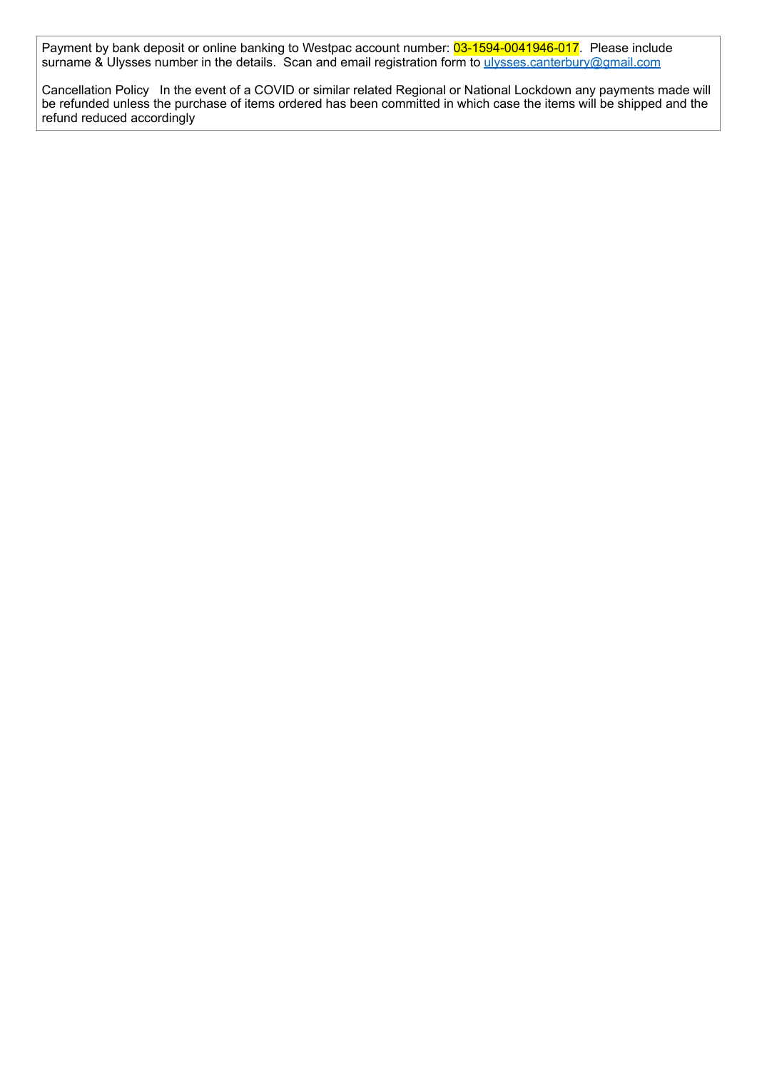Payment by bank deposit or online banking to Westpac account number: 03-1594-0041946-017. Please include surname & Ulysses number in the details. Scan and email registration form to ulysses.canterbury@gmail.com

Cancellation Policy In the event of a COVID or similar related Regional or National Lockdown any payments made will be refunded unless the purchase of items ordered has been committed in which case the items will be shipped and the refund reduced accordingly